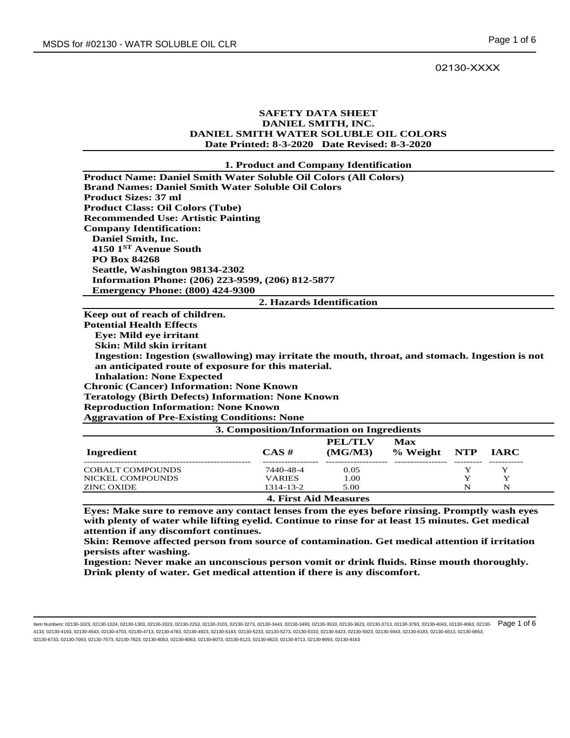02130-XXXX

# SAFETY DATA SHEET
# DANIEL SMITH, INC.
# DANIEL SMITH WATER SOLUBLE OIL COLORS
**Date Printed: 8-3-2020 Date Revised: 8-3-2020**

## 1. Product and Company Identification

**Product Name: Daniel Smith Water Soluble Oil Colors (All Colors)**
**Brand Names: Daniel Smith Water Soluble Oil Colors**
**Product Sizes: 37 ml**
**Product Class: Oil Colors (Tube)**
**Recommended Use: Artistic Painting**
**Company Identification:**
**Daniel Smith, Inc.**
**4150 1ST Avenue South**
**PO Box 84268**
**Seattle, Washington 98134-2302**
**Information Phone: (206) 223-9599, (206) 812-5877**
**Emergency Phone: (800) 424-9300**

## 2. Hazards Identification

**Keep out of reach of children.**
**Potential Health Effects**
**Eye: Mild eye irritant**
**Skin: Mild skin irritant**
**Ingestion: Ingestion (swallowing) may irritate the mouth, throat, and stomach. Ingestion is not an anticipated route of exposure for this material.**
**Inhalation: None Expected**
**Chronic (Cancer) Information: None Known**
**Teratology (Birth Defects) Information: None Known**
**Reproduction Information: None Known**
**Aggravation of Pre-Existing Conditions: None**

## 3. Composition/Information on Ingredients

| Ingredient | CAS # | PEL/TLV (MG/M3) | Max % Weight | NTP | IARC |
|---|---|---|---|---|---|
| COBALT COMPOUNDS | 7440-48-4 | 0.05 | | Y | Y |
| NICKEL COMPOUNDS | VARIES | 1.00 | | Y | Y |
| ZINC OXIDE | 1314-13-2 | 5.00 | | N | N |

## 4. First Aid Measures

**Eyes: Make sure to remove any contact lenses from the eyes before rinsing. Promptly wash eyes with plenty of water while lifting eyelid. Continue to rinse for at least 15 minutes. Get medical attention if any discomfort continues.**
**Skin: Remove affected person from source of contamination. Get medical attention if irritation persists after washing.**
**Ingestion: Never make an unconscious person vomit or drink fluids. Rinse mouth thoroughly. Drink plenty of water. Get medical attention if there is any discomfort.**

Item Numbers: 02130-1023, 02130-1024, 02130-1303, 02130-2023, 02130-2253, 02130-3103, 02130-3273, 02130-3443, 02130-3493, 02130-3533, 02130-3623, 02130-3713, 02130-3793, 02130-4043, 02130-4063, 02130-4133, 02130-4193, 02130-4543, 02130-4703, 02130-4713, 02130-4783, 02130-4923, 02130-5183, 02130-5233, 02130-5273, 02130-5333, 02130-5423, 02130-5923, 02130-5943, 02130-6183, 02130-6513, 02130-6653, 02130-6733, 02130-7093, 02130-7573, 02130-7823, 02130-8053, 02130-8063, 02130-8073, 02130-8123, 02130-8623, 02130-8713, 02130-9093, 02130-9163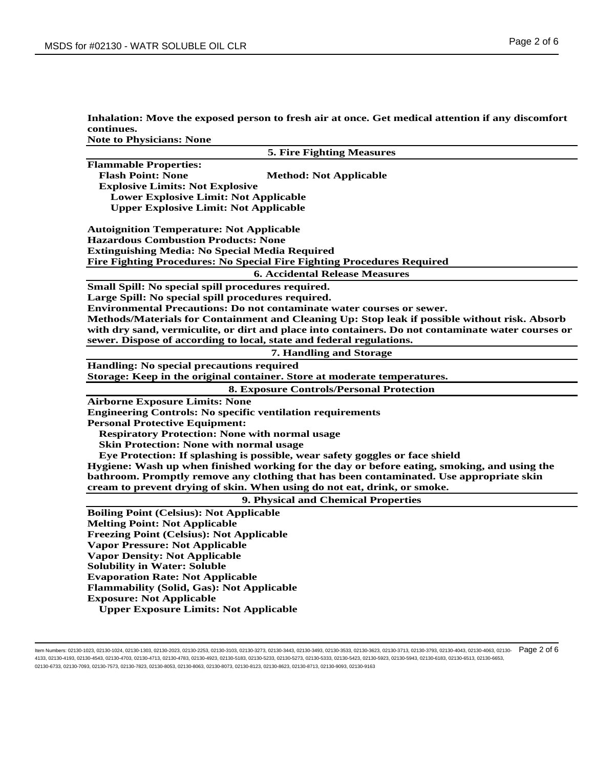**Inhalation: Move the exposed person to fresh air at once. Get medical attention if any discomfort continues.**

**Note to Physicians: None**

## 5. Fire Fighting Measures

**Flammable Properties:**

**Flash Point: None** **Method: Not Applicable**

**Explosive Limits: Not Explosive**

**Lower Explosive Limit: Not Applicable**

**Upper Explosive Limit: Not Applicable**

**Autoignition Temperature: Not Applicable**

**Hazardous Combustion Products: None**

**Extinguishing Media: No Special Media Required**

**Fire Fighting Procedures: No Special Fire Fighting Procedures Required**

## 6. Accidental Release Measures

**Small Spill: No special spill procedures required.**

**Large Spill: No special spill procedures required.**

**Environmental Precautions: Do not contaminate water courses or sewer.**

**Methods/Materials for Containment and Cleaning Up: Stop leak if possible without risk. Absorb with dry sand, vermiculite, or dirt and place into containers. Do not contaminate water courses or sewer. Dispose of according to local, state and federal regulations.**

## 7. Handling and Storage

**Handling: No special precautions required**

**Storage: Keep in the original container. Store at moderate temperatures.**

## 8. Exposure Controls/Personal Protection

**Airborne Exposure Limits: None**

**Engineering Controls: No specific ventilation requirements**

**Personal Protective Equipment:**

**Respiratory Protection: None with normal usage**

**Skin Protection: None with normal usage**

**Eye Protection: If splashing is possible, wear safety goggles or face shield**

**Hygiene: Wash up when finished working for the day or before eating, smoking, and using the bathroom. Promptly remove any clothing that has been contaminated. Use appropriate skin cream to prevent drying of skin. When using do not eat, drink, or smoke.**

## 9. Physical and Chemical Properties

**Boiling Point (Celsius): Not Applicable**

**Melting Point: Not Applicable**

**Freezing Point (Celsius): Not Applicable**

**Vapor Pressure: Not Applicable**

**Vapor Density: Not Applicable**

**Solubility in Water: Soluble**

**Evaporation Rate: Not Applicable**

**Flammability (Solid, Gas): Not Applicable**

**Exposure: Not Applicable**

**Upper Exposure Limits: Not Applicable**

Item Numbers: 02130-1023, 02130-1024, 02130-1303, 02130-2023, 02130-2253, 02130-3103, 02130-3273, 02130-3443, 02130-3493, 02130-3533, 02130-3623, 02130-3713, 02130-3793, 02130-4043, 02130-4063, 02130-4133, 02130-4193, 02130-4543, 02130-4703, 02130-4713, 02130-4783, 02130-4923, 02130-5183, 02130-5233, 02130-5273, 02130-5333, 02130-5423, 02130-5923, 02130-5943, 02130-6183, 02130-6513, 02130-6653, 02130-6733, 02130-7093, 02130-7573, 02130-7823, 02130-8053, 02130-8063, 02130-8073, 02130-8123, 02130-8623, 02130-8713, 02130-9093, 02130-9163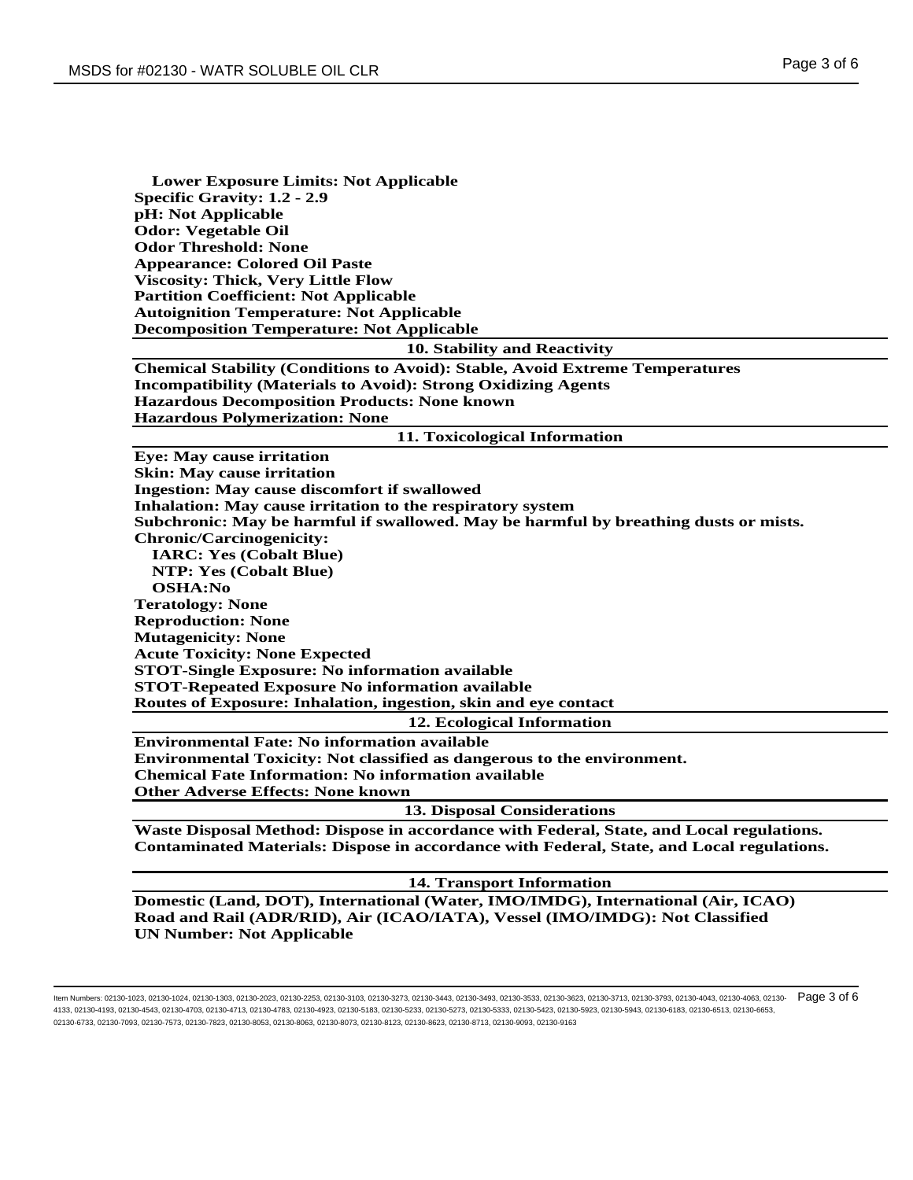**Lower Exposure Limits: Not Applicable**
**Specific Gravity: 1.2 - 2.9**
**pH: Not Applicable**
**Odor: Vegetable Oil**
**Odor Threshold: None**
**Appearance: Colored Oil Paste**
**Viscosity: Thick, Very Little Flow**
**Partition Coefficient: Not Applicable**
**Autoignition Temperature: Not Applicable**
**Decomposition Temperature: Not Applicable**

## 10. Stability and Reactivity

**Chemical Stability (Conditions to Avoid): Stable, Avoid Extreme Temperatures**
**Incompatibility (Materials to Avoid): Strong Oxidizing Agents**
**Hazardous Decomposition Products: None known**
**Hazardous Polymerization: None**

## 11. Toxicological Information

**Eye: May cause irritation**
**Skin: May cause irritation**
**Ingestion: May cause discomfort if swallowed**
**Inhalation: May cause irritation to the respiratory system**
**Subchronic: May be harmful if swallowed. May be harmful by breathing dusts or mists.**
**Chronic/Carcinogenicity:**
**IARC: Yes (Cobalt Blue)**
**NTP: Yes (Cobalt Blue)**
**OSHA:No**
**Teratology: None**
**Reproduction: None**
**Mutagenicity: None**
**Acute Toxicity: None Expected**
**STOT-Single Exposure: No information available**
**STOT-Repeated Exposure No information available**
**Routes of Exposure: Inhalation, ingestion, skin and eye contact**

## 12. Ecological Information

**Environmental Fate: No information available**
**Environmental Toxicity: Not classified as dangerous to the environment.**
**Chemical Fate Information: No information available**
**Other Adverse Effects: None known**

## 13. Disposal Considerations

**Waste Disposal Method: Dispose in accordance with Federal, State, and Local regulations.**
**Contaminated Materials: Dispose in accordance with Federal, State, and Local regulations.**

## 14. Transport Information

**Domestic (Land, DOT), International (Water, IMO/IMDG), International (Air, ICAO)**
**Road and Rail (ADR/RID), Air (ICAO/IATA), Vessel (IMO/IMDG): Not Classified**
**UN Number: Not Applicable**

Item Numbers: 02130-1023, 02130-1024, 02130-1303, 02130-2023, 02130-2253, 02130-3103, 02130-3273, 02130-3443, 02130-3493, 02130-3533, 02130-3623, 02130-3713, 02130-3793, 02130-4043, 02130-4063, 02130-4133, 02130-4193, 02130-4543, 02130-4703, 02130-4713, 02130-4783, 02130-4923, 02130-5183, 02130-5233, 02130-5273, 02130-5333, 02130-5423, 02130-5923, 02130-5943, 02130-6183, 02130-6513, 02130-6653, 02130-6733, 02130-7093, 02130-7573, 02130-7823, 02130-8053, 02130-8063, 02130-8073, 02130-8123, 02130-8623, 02130-8713, 02130-9093, 02130-9163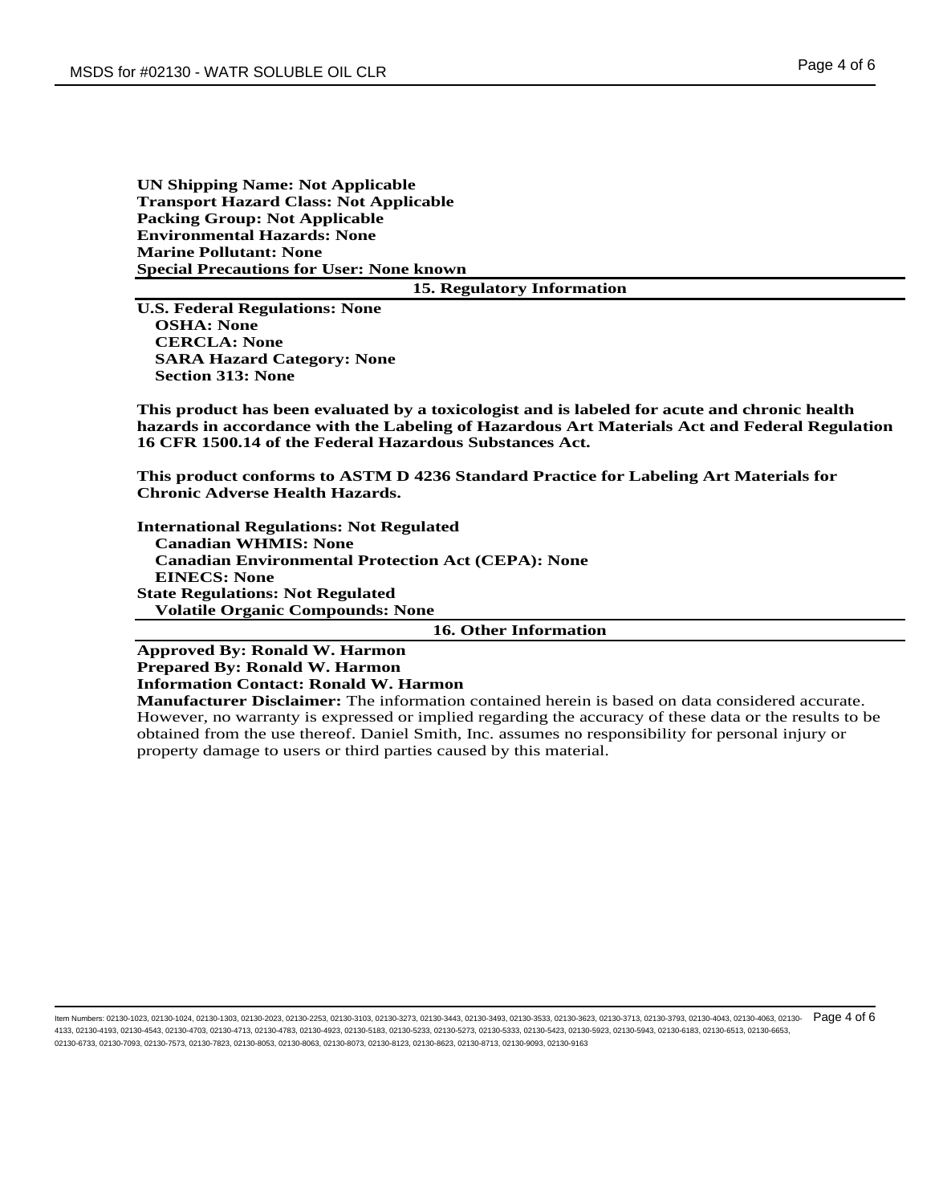**UN Shipping Name: Not Applicable**
**Transport Hazard Class: Not Applicable**
**Packing Group: Not Applicable**
**Environmental Hazards: None**
**Marine Pollutant: None**
**Special Precautions for User: None known**

## 15. Regulatory Information

**U.S. Federal Regulations: None**
- **OSHA: None**
- **CERCLA: None**
- **SARA Hazard Category: None**
- **Section 313: None**

**This product has been evaluated by a toxicologist and is labeled for acute and chronic health hazards in accordance with the Labeling of Hazardous Art Materials Act and Federal Regulation 16 CFR 1500.14 of the Federal Hazardous Substances Act.**

**This product conforms to ASTM D 4236 Standard Practice for Labeling Art Materials for Chronic Adverse Health Hazards.**

**International Regulations: Not Regulated**
- **Canadian WHMIS: None**
- **Canadian Environmental Protection Act (CEPA): None**
- **EINECS: None**

**State Regulations: Not Regulated**
- **Volatile Organic Compounds: None**

## 16. Other Information

**Approved By: Ronald W. Harmon**
**Prepared By: Ronald W. Harmon**
**Information Contact: Ronald W. Harmon**
**Manufacturer Disclaimer:** The information contained herein is based on data considered accurate. However, no warranty is expressed or implied regarding the accuracy of these data or the results to be obtained from the use thereof. Daniel Smith, Inc. assumes no responsibility for personal injury or property damage to users or third parties caused by this material.

Item Numbers: 02130-1023, 02130-1024, 02130-1303, 02130-2023, 02130-2253, 02130-3103, 02130-3273, 02130-3443, 02130-3493, 02130-3533, 02130-3623, 02130-3713, 02130-3793, 02130-4043, 02130-4063, 02130-4133, 02130-4193, 02130-4543, 02130-4703, 02130-4713, 02130-4783, 02130-4923, 02130-5183, 02130-5233, 02130-5273, 02130-5333, 02130-5423, 02130-5923, 02130-5943, 02130-6183, 02130-6513, 02130-6653, 02130-6733, 02130-7093, 02130-7573, 02130-7823, 02130-8053, 02130-8063, 02130-8073, 02130-8123, 02130-8623, 02130-8713, 02130-9093, 02130-9163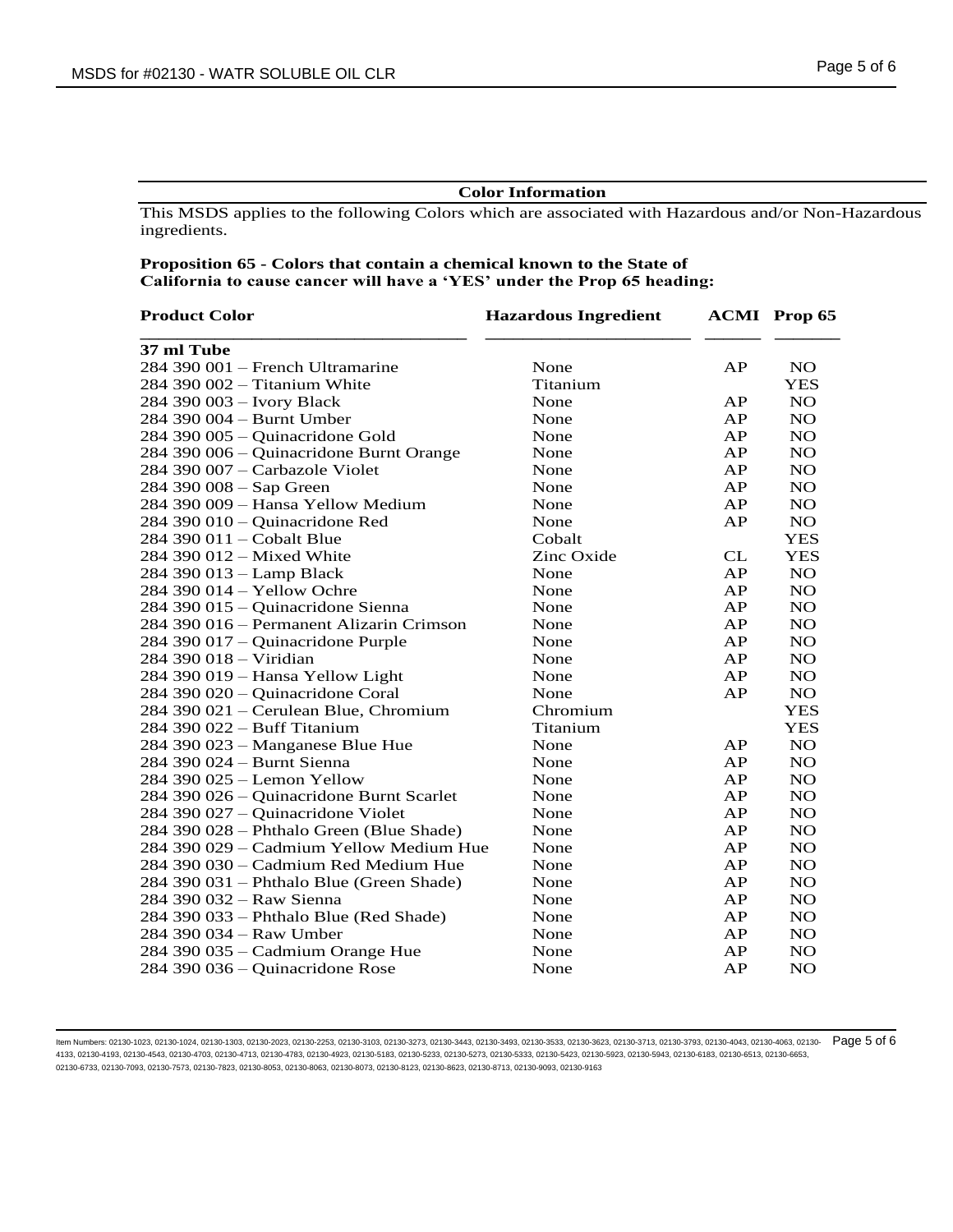## Color Information

This MSDS applies to the following Colors which are associated with Hazardous and/or Non-Hazardous ingredients.

**Proposition 65 - Colors that contain a chemical known to the State of California to cause cancer will have a 'YES' under the Prop 65 heading:**

| Product Color | Hazardous Ingredient | ACMI | Prop 65 |
|---|---|---|---|
| **37 ml Tube** | | | |
| 284 390 001 – French Ultramarine | None | AP | NO |
| 284 390 002 – Titanium White | Titanium | | YES |
| 284 390 003 – Ivory Black | None | AP | NO |
| 284 390 004 – Burnt Umber | None | AP | NO |
| 284 390 005 – Quinacridone Gold | None | AP | NO |
| 284 390 006 – Quinacridone Burnt Orange | None | AP | NO |
| 284 390 007 – Carbazole Violet | None | AP | NO |
| 284 390 008 – Sap Green | None | AP | NO |
| 284 390 009 – Hansa Yellow Medium | None | AP | NO |
| 284 390 010 – Quinacridone Red | None | AP | NO |
| 284 390 011 – Cobalt Blue | Cobalt | | YES |
| 284 390 012 – Mixed White | Zinc Oxide | CL | YES |
| 284 390 013 – Lamp Black | None | AP | NO |
| 284 390 014 – Yellow Ochre | None | AP | NO |
| 284 390 015 – Quinacridone Sienna | None | AP | NO |
| 284 390 016 – Permanent Alizarin Crimson | None | AP | NO |
| 284 390 017 – Quinacridone Purple | None | AP | NO |
| 284 390 018 – Viridian | None | AP | NO |
| 284 390 019 – Hansa Yellow Light | None | AP | NO |
| 284 390 020 – Quinacridone Coral | None | AP | NO |
| 284 390 021 – Cerulean Blue, Chromium | Chromium | | YES |
| 284 390 022 – Buff Titanium | Titanium | | YES |
| 284 390 023 – Manganese Blue Hue | None | AP | NO |
| 284 390 024 – Burnt Sienna | None | AP | NO |
| 284 390 025 – Lemon Yellow | None | AP | NO |
| 284 390 026 – Quinacridone Burnt Scarlet | None | AP | NO |
| 284 390 027 – Quinacridone Violet | None | AP | NO |
| 284 390 028 – Phthalo Green (Blue Shade) | None | AP | NO |
| 284 390 029 – Cadmium Yellow Medium Hue | None | AP | NO |
| 284 390 030 – Cadmium Red Medium Hue | None | AP | NO |
| 284 390 031 – Phthalo Blue (Green Shade) | None | AP | NO |
| 284 390 032 – Raw Sienna | None | AP | NO |
| 284 390 033 – Phthalo Blue (Red Shade) | None | AP | NO |
| 284 390 034 – Raw Umber | None | AP | NO |
| 284 390 035 – Cadmium Orange Hue | None | AP | NO |
| 284 390 036 – Quinacridone Rose | None | AP | NO |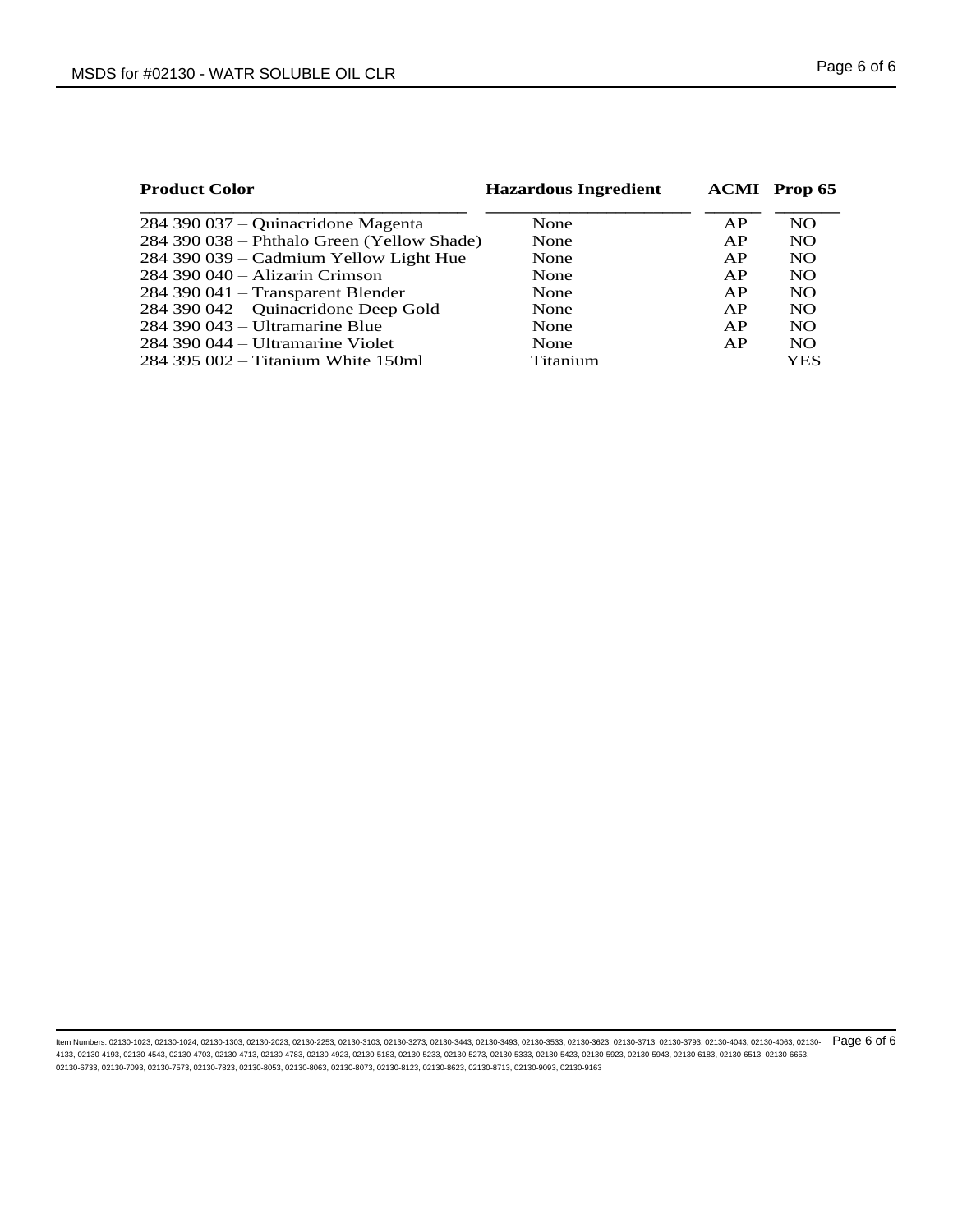| Product Color | Hazardous Ingredient | ACMI | Prop 65 |
|---|---|---|---|
| 284 390 037 – Quinacridone Magenta | None | AP | NO |
| 284 390 038 – Phthalo Green (Yellow Shade) | None | AP | NO |
| 284 390 039 – Cadmium Yellow Light Hue | None | AP | NO |
| 284 390 040 – Alizarin Crimson | None | AP | NO |
| 284 390 041 – Transparent Blender | None | AP | NO |
| 284 390 042 – Quinacridone Deep Gold | None | AP | NO |
| 284 390 043 – Ultramarine Blue | None | AP | NO |
| 284 390 044 – Ultramarine Violet | None | AP | NO |
| 284 395 002 – Titanium White 150ml | Titanium | | YES |